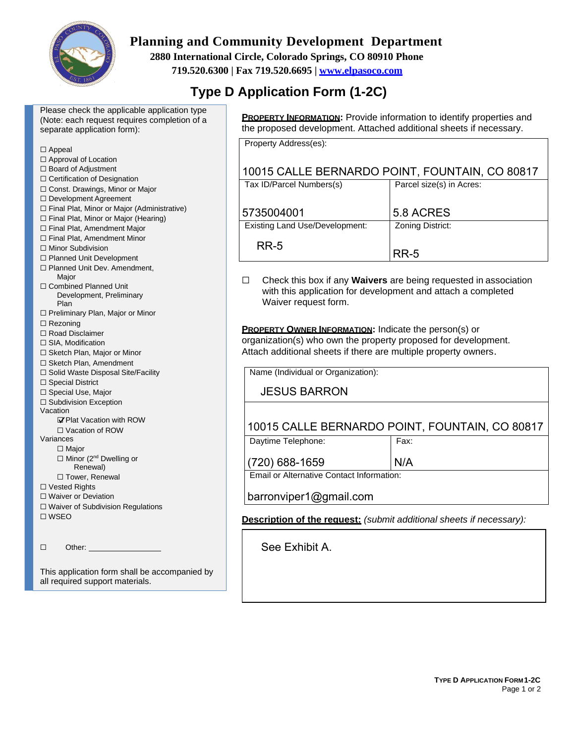# Planning and Community Development Department

**2880 International Circle, Colorado Springs, CO 80910 Phone 719.520.6300 | Fax 719.520.6695 | www.elpasoco.com**

## Type D Application Form (1-2C)

Please check the applicable application type (Note: each request requires completion of a separate application form):

- ☐ Appeal
- ☐ Approval of Location
- ☐ Board of Adjustment
- ☐ Certification of Designation
- ☐ Const. Drawings, Minor or Major
- ☐ Development Agreement
- ☐ Final Plat, Minor or Major (Administrative)
- ☐ Final Plat, Minor or Major (Hearing)
- ☐ Final Plat, Amendment Major
- ☐ Final Plat, Amendment Minor
- ☐ Minor Subdivision
- ☐ Planned Unit Development
- ☐ Planned Unit Dev. Amendment, Major
- ☐ Combined Planned Unit Development, Preliminary Plan
- ☐ Preliminary Plan, Major or Minor
- ☐ Rezoning
- ☐ Road Disclaimer
- ☐ SIA, Modification
- ☐ Sketch Plan, Major or Minor
- ☐ Sketch Plan, Amendment
- ☐ Solid Waste Disposal Site/Facility
- ☐ Special District
- ☐ Special Use, Major
- ☐ Subdivision Exception

Vacation
- ☑ Plat Vacation with ROW
- ☐ Vacation of ROW

Variances
- ☐ Major
- ☐ Minor (2nd Dwelling or Renewal)
- ☐ Tower, Renewal

- ☐ Vested Rights
- ☐ Waiver or Deviation
- ☐ Waiver of Subdivision Regulations
- ☐ WSEO

☐ Other: ________________

This application form shall be accompanied by all required support materials.

**PROPERTY INFORMATION:** Provide information to identify properties and the proposed development. Attached additional sheets if necessary.

| Property Address(es): | |
|---|---|
| 10015 CALLE BERNARDO POINT, FOUNTAIN, CO 80817 | |
| **Tax ID/Parcel Numbers(s)** | **Parcel size(s) in Acres:** |
| 5735004001 | 5.8 ACRES |
| **Existing Land Use/Development:** | **Zoning District:** |
| RR-5 | RR-5 |

☐ Check this box if any **Waivers** are being requested in association with this application for development and attach a completed Waiver request form.

**PROPERTY OWNER INFORMATION:** Indicate the person(s) or organization(s) who own the property proposed for development. Attach additional sheets if there are multiple property owners.

| Name (Individual or Organization): | |
|---|---|
| JESUS BARRON | |
| 10015 CALLE BERNARDO POINT, FOUNTAIN, CO 80817 | |
| **Daytime Telephone:** | **Fax:** |
| (720) 688-1659 | N/A |
| **Email or Alternative Contact Information:** | |
| barronviper1@gmail.com | |

**Description of the request:** *(submit additional sheets if necessary):*

See Exhibit A.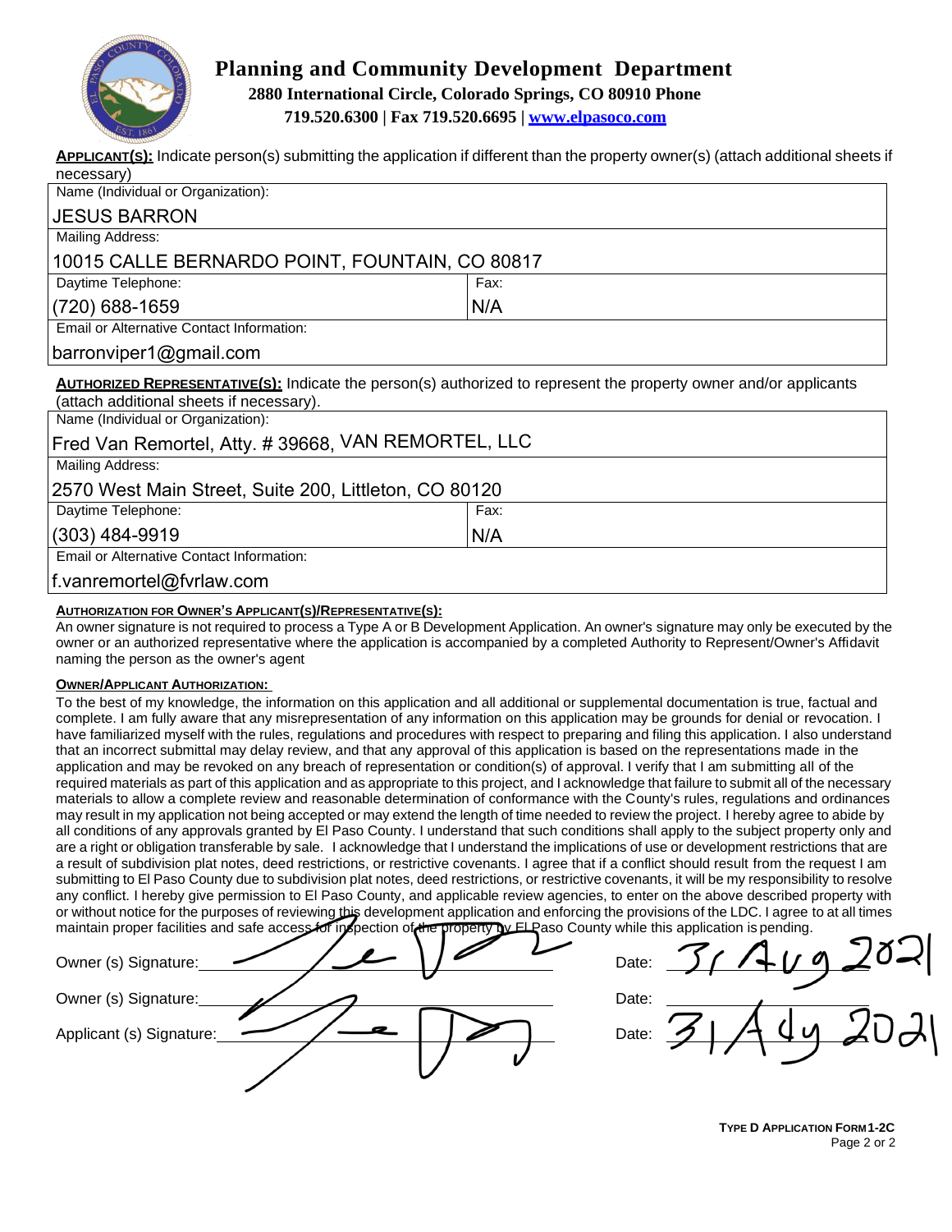# Planning and Community Development Department

**2880 International Circle, Colorado Springs, CO 80910 Phone**

**719.520.6300 | Fax 719.520.6695 | www.elpasoco.com**

**APPLICANT(S):** Indicate person(s) submitting the application if different than the property owner(s) (attach additional sheets if necessary)

| | |
|---|---|
| Name (Individual or Organization): JESUS BARRON | |
| Mailing Address: 10015 CALLE BERNARDO POINT, FOUNTAIN, CO 80817 | |
| Daytime Telephone: (720) 688-1659 | Fax: N/A |
| Email or Alternative Contact Information: barronviper1@gmail.com | |

**AUTHORIZED REPRESENTATIVE(S):** Indicate the person(s) authorized to represent the property owner and/or applicants (attach additional sheets if necessary).

| | |
|---|---|
| Name (Individual or Organization): Fred Van Remortel, Atty. # 39668, VAN REMORTEL, LLC | |
| Mailing Address: 2570 West Main Street, Suite 200, Littleton, CO 80120 | |
| Daytime Telephone: (303) 484-9919 | Fax: N/A |
| Email or Alternative Contact Information: f.vanremortel@fvrlaw.com | |

**AUTHORIZATION FOR OWNER'S APPLICANT(S)/REPRESENTATIVE(S):**

An owner signature is not required to process a Type A or B Development Application. An owner's signature may only be executed by the owner or an authorized representative where the application is accompanied by a completed Authority to Represent/Owner's Affidavit naming the person as the owner's agent

**OWNER/APPLICANT AUTHORIZATION:**

To the best of my knowledge, the information on this application and all additional or supplemental documentation is true, factual and complete. I am fully aware that any misrepresentation of any information on this application may be grounds for denial or revocation. I have familiarized myself with the rules, regulations and procedures with respect to preparing and filing this application. I also understand that an incorrect submittal may delay review, and that any approval of this application is based on the representations made in the application and may be revoked on any breach of representation or condition(s) of approval. I verify that I am submitting all of the required materials as part of this application and as appropriate to this project, and I acknowledge that failure to submit all of the necessary materials to allow a complete review and reasonable determination of conformance with the County's rules, regulations and ordinances may result in my application not being accepted or may extend the length of time needed to review the project. I hereby agree to abide by all conditions of any approvals granted by El Paso County. I understand that such conditions shall apply to the subject property only and are a right or obligation transferable by sale. I acknowledge that I understand the implications of use or development restrictions that are a result of subdivision plat notes, deed restrictions, or restrictive covenants. I agree that if a conflict should result from the request I am submitting to El Paso County due to subdivision plat notes, deed restrictions, or restrictive covenants, it will be my responsibility to resolve any conflict. I hereby give permission to El Paso County, and applicable review agencies, to enter on the above described property with or without notice for the purposes of reviewing this development application and enforcing the provisions of the LDC. I agree to at all times maintain proper facilities and safe access for inspection of the property by El Paso County while this application is pending.

Owner (s) Signature: [signature] Date: 31 Aug 2021

Owner (s) Signature: ____________ Date: ____________

Applicant (s) Signature: [signature] Date: 31 Aug 2021

**TYPE D APPLICATION FORM 1-2C**